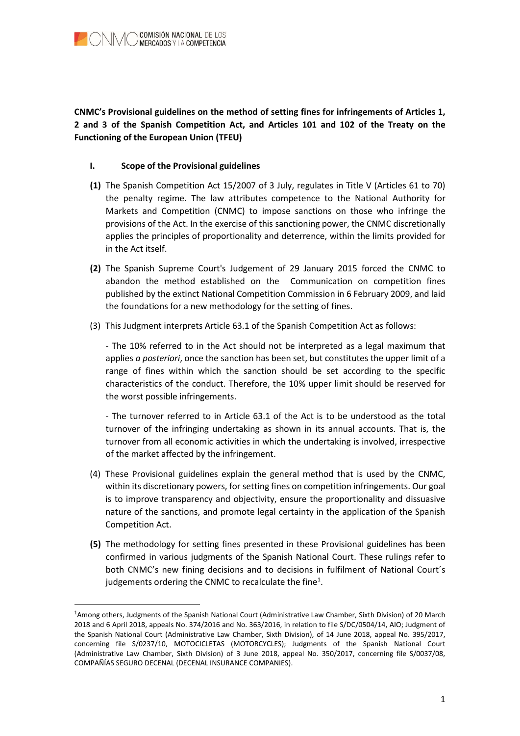**CNMC's Provisional guidelines on the method of setting fines for infringements of Articles 1, 2 and 3 of the Spanish Competition Act, and Articles 101 and 102 of the Treaty on the Functioning of the European Union (TFEU)**

## I. Scope of the Provisional guidelines

**(1)** The Spanish Competition Act 15/2007 of 3 July, regulates in Title V (Articles 61 to 70) the penalty regime. The law attributes competence to the National Authority for Markets and Competition (CNMC) to impose sanctions on those who infringe the provisions of the Act. In the exercise of this sanctioning power, the CNMC discretionally applies the principles of proportionality and deterrence, within the limits provided for in the Act itself.

**(2)** The Spanish Supreme Court's Judgement of 29 January 2015 forced the CNMC to abandon the method established on the Communication on competition fines published by the extinct National Competition Commission in 6 February 2009, and laid the foundations for a new methodology for the setting of fines.

(3) This Judgment interprets Article 63.1 of the Spanish Competition Act as follows:

- The 10% referred to in the Act should not be interpreted as a legal maximum that applies *a posteriori*, once the sanction has been set, but constitutes the upper limit of a range of fines within which the sanction should be set according to the specific characteristics of the conduct. Therefore, the 10% upper limit should be reserved for the worst possible infringements.

- The turnover referred to in Article 63.1 of the Act is to be understood as the total turnover of the infringing undertaking as shown in its annual accounts. That is, the turnover from all economic activities in which the undertaking is involved, irrespective of the market affected by the infringement.

(4) These Provisional guidelines explain the general method that is used by the CNMC, within its discretionary powers, for setting fines on competition infringements. Our goal is to improve transparency and objectivity, ensure the proportionality and dissuasive nature of the sanctions, and promote legal certainty in the application of the Spanish Competition Act.

**(5)** The methodology for setting fines presented in these Provisional guidelines has been confirmed in various judgments of the Spanish National Court. These rulings refer to both CNMC's new fining decisions and to decisions in fulfilment of National Court´s judgements ordering the CNMC to recalculate the fine[1].

---

[1] Among others, Judgments of the Spanish National Court (Administrative Law Chamber, Sixth Division) of 20 March 2018 and 6 April 2018, appeals No. 374/2016 and No. 363/2016, in relation to file S/DC/0504/14, AIO; Judgment of the Spanish National Court (Administrative Law Chamber, Sixth Division), of 14 June 2018, appeal No. 395/2017, concerning file S/0237/10, MOTOCICLETAS (MOTORCYCLES); Judgments of the Spanish National Court (Administrative Law Chamber, Sixth Division) of 3 June 2018, appeal No. 350/2017, concerning file S/0037/08, COMPAÑÍAS SEGURO DECENAL (DECENAL INSURANCE COMPANIES).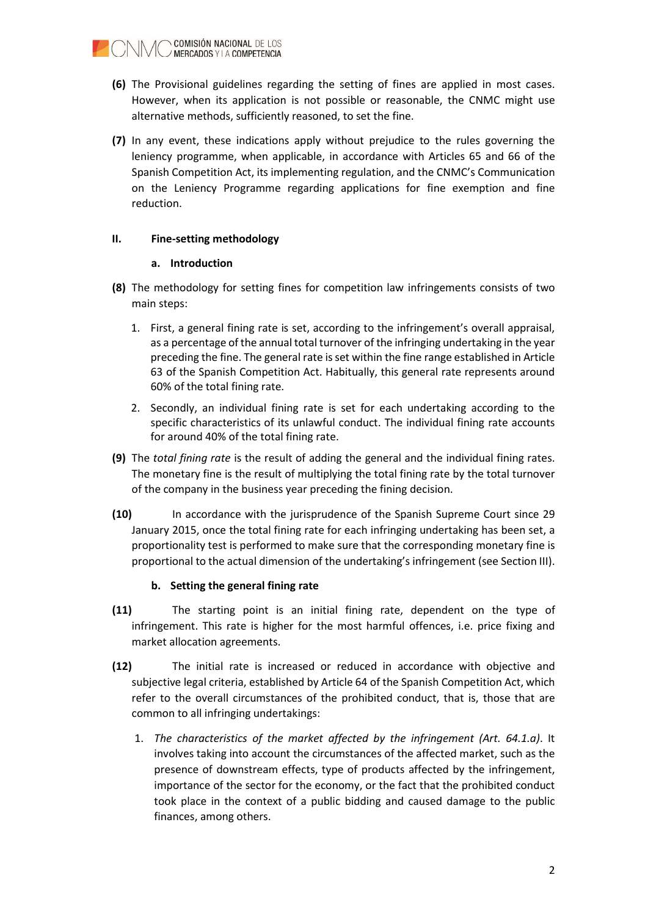**(6)** The Provisional guidelines regarding the setting of fines are applied in most cases. However, when its application is not possible or reasonable, the CNMC might use alternative methods, sufficiently reasoned, to set the fine.

**(7)** In any event, these indications apply without prejudice to the rules governing the leniency programme, when applicable, in accordance with Articles 65 and 66 of the Spanish Competition Act, its implementing regulation, and the CNMC's Communication on the Leniency Programme regarding applications for fine exemption and fine reduction.

## II. Fine-setting methodology

### a. Introduction

**(8)** The methodology for setting fines for competition law infringements consists of two main steps:

1. First, a general fining rate is set, according to the infringement's overall appraisal, as a percentage of the annual total turnover of the infringing undertaking in the year preceding the fine. The general rate is set within the fine range established in Article 63 of the Spanish Competition Act. Habitually, this general rate represents around 60% of the total fining rate.
2. Secondly, an individual fining rate is set for each undertaking according to the specific characteristics of its unlawful conduct. The individual fining rate accounts for around 40% of the total fining rate.

**(9)** The *total fining rate* is the result of adding the general and the individual fining rates. The monetary fine is the result of multiplying the total fining rate by the total turnover of the company in the business year preceding the fining decision.

**(10)** In accordance with the jurisprudence of the Spanish Supreme Court since 29 January 2015, once the total fining rate for each infringing undertaking has been set, a proportionality test is performed to make sure that the corresponding monetary fine is proportional to the actual dimension of the undertaking's infringement (see Section III).

### b. Setting the general fining rate

**(11)** The starting point is an initial fining rate, dependent on the type of infringement. This rate is higher for the most harmful offences, i.e. price fixing and market allocation agreements.

**(12)** The initial rate is increased or reduced in accordance with objective and subjective legal criteria, established by Article 64 of the Spanish Competition Act, which refer to the overall circumstances of the prohibited conduct, that is, those that are common to all infringing undertakings:

1. *The characteristics of the market affected by the infringement (Art. 64.1.a)*. It involves taking into account the circumstances of the affected market, such as the presence of downstream effects, type of products affected by the infringement, importance of the sector for the economy, or the fact that the prohibited conduct took place in the context of a public bidding and caused damage to the public finances, among others.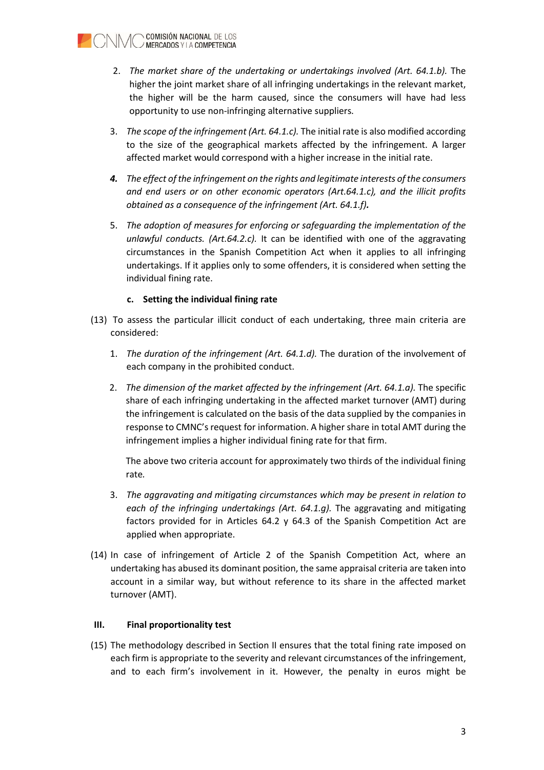2. *The market share of the undertaking or undertakings involved (Art. 64.1.b).* The higher the joint market share of all infringing undertakings in the relevant market, the higher will be the harm caused, since the consumers will have had less opportunity to use non-infringing alternative suppliers.

3. *The scope of the infringement (Art. 64.1.c).* The initial rate is also modified according to the size of the geographical markets affected by the infringement. A larger affected market would correspond with a higher increase in the initial rate.

4. ***The effect of the infringement on the rights and legitimate interests of the consumers and end users or on other economic operators (Art.64.1.c), and the illicit profits obtained as a consequence of the infringement (Art. 64.1.f).***

5. *The adoption of measures for enforcing or safeguarding the implementation of the unlawful conducts. (Art.64.2.c).* It can be identified with one of the aggravating circumstances in the Spanish Competition Act when it applies to all infringing undertakings. If it applies only to some offenders, it is considered when setting the individual fining rate.

#### c. Setting the individual fining rate

(13) To assess the particular illicit conduct of each undertaking, three main criteria are considered:

1. *The duration of the infringement (Art. 64.1.d).* The duration of the involvement of each company in the prohibited conduct.

2. *The dimension of the market affected by the infringement (Art. 64.1.a).* The specific share of each infringing undertaking in the affected market turnover (AMT) during the infringement is calculated on the basis of the data supplied by the companies in response to CMNC's request for information. A higher share in total AMT during the infringement implies a higher individual fining rate for that firm.

   The above two criteria account for approximately two thirds of the individual fining rate.

3. *The aggravating and mitigating circumstances which may be present in relation to each of the infringing undertakings (Art. 64.1.g).* The aggravating and mitigating factors provided for in Articles 64.2 y 64.3 of the Spanish Competition Act are applied when appropriate.

(14) In case of infringement of Article 2 of the Spanish Competition Act, where an undertaking has abused its dominant position, the same appraisal criteria are taken into account in a similar way, but without reference to its share in the affected market turnover (AMT).

## III. Final proportionality test

(15) The methodology described in Section II ensures that the total fining rate imposed on each firm is appropriate to the severity and relevant circumstances of the infringement, and to each firm's involvement in it. However, the penalty in euros might be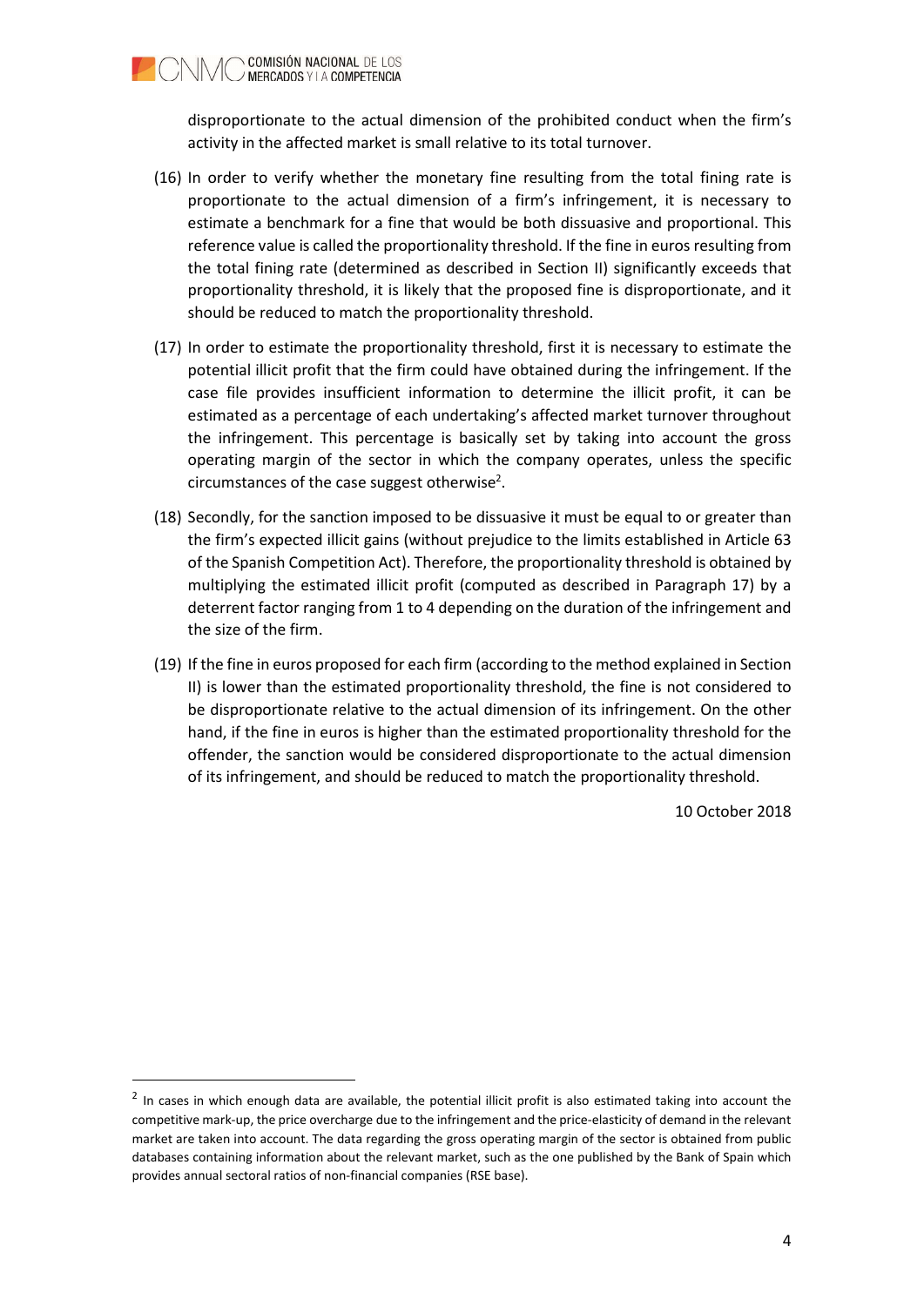disproportionate to the actual dimension of the prohibited conduct when the firm's activity in the affected market is small relative to its total turnover.

(16) In order to verify whether the monetary fine resulting from the total fining rate is proportionate to the actual dimension of a firm's infringement, it is necessary to estimate a benchmark for a fine that would be both dissuasive and proportional. This reference value is called the proportionality threshold. If the fine in euros resulting from the total fining rate (determined as described in Section II) significantly exceeds that proportionality threshold, it is likely that the proposed fine is disproportionate, and it should be reduced to match the proportionality threshold.

(17) In order to estimate the proportionality threshold, first it is necessary to estimate the potential illicit profit that the firm could have obtained during the infringement. If the case file provides insufficient information to determine the illicit profit, it can be estimated as a percentage of each undertaking's affected market turnover throughout the infringement. This percentage is basically set by taking into account the gross operating margin of the sector in which the company operates, unless the specific circumstances of the case suggest otherwise[2].

(18) Secondly, for the sanction imposed to be dissuasive it must be equal to or greater than the firm's expected illicit gains (without prejudice to the limits established in Article 63 of the Spanish Competition Act). Therefore, the proportionality threshold is obtained by multiplying the estimated illicit profit (computed as described in Paragraph 17) by a deterrent factor ranging from 1 to 4 depending on the duration of the infringement and the size of the firm.

(19) If the fine in euros proposed for each firm (according to the method explained in Section II) is lower than the estimated proportionality threshold, the fine is not considered to be disproportionate relative to the actual dimension of its infringement. On the other hand, if the fine in euros is higher than the estimated proportionality threshold for the offender, the sanction would be considered disproportionate to the actual dimension of its infringement, and should be reduced to match the proportionality threshold.

10 October 2018

---

[2] In cases in which enough data are available, the potential illicit profit is also estimated taking into account the competitive mark-up, the price overcharge due to the infringement and the price-elasticity of demand in the relevant market are taken into account. The data regarding the gross operating margin of the sector is obtained from public databases containing information about the relevant market, such as the one published by the Bank of Spain which provides annual sectoral ratios of non-financial companies (RSE base).